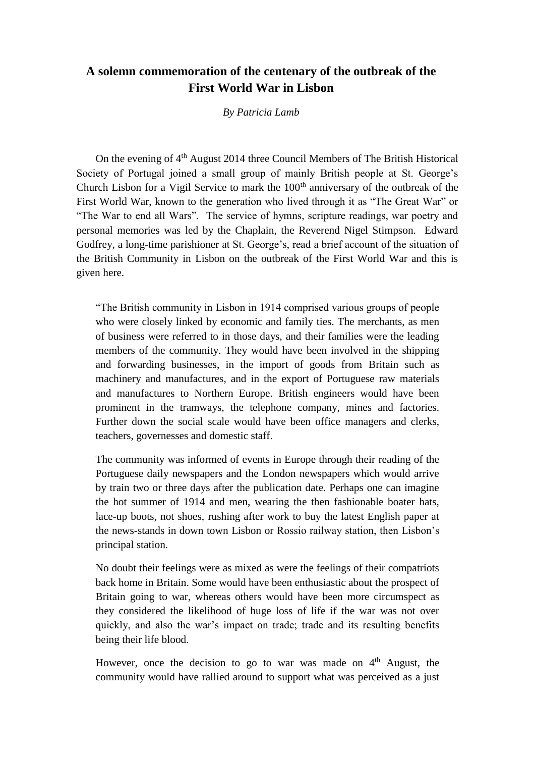# A solemn commemoration of the centenary of the outbreak of the First World War in Lisbon

*By Patricia Lamb*

On the evening of 4th August 2014 three Council Members of The British Historical Society of Portugal joined a small group of mainly British people at St. George's Church Lisbon for a Vigil Service to mark the 100th anniversary of the outbreak of the First World War, known to the generation who lived through it as "The Great War" or "The War to end all Wars". The service of hymns, scripture readings, war poetry and personal memories was led by the Chaplain, the Reverend Nigel Stimpson. Edward Godfrey, a long-time parishioner at St. George's, read a brief account of the situation of the British Community in Lisbon on the outbreak of the First World War and this is given here.

> "The British community in Lisbon in 1914 comprised various groups of people who were closely linked by economic and family ties. The merchants, as men of business were referred to in those days, and their families were the leading members of the community. They would have been involved in the shipping and forwarding businesses, in the import of goods from Britain such as machinery and manufactures, and in the export of Portuguese raw materials and manufactures to Northern Europe. British engineers would have been prominent in the tramways, the telephone company, mines and factories. Further down the social scale would have been office managers and clerks, teachers, governesses and domestic staff.
>
> The community was informed of events in Europe through their reading of the Portuguese daily newspapers and the London newspapers which would arrive by train two or three days after the publication date. Perhaps one can imagine the hot summer of 1914 and men, wearing the then fashionable boater hats, lace-up boots, not shoes, rushing after work to buy the latest English paper at the news-stands in down town Lisbon or Rossio railway station, then Lisbon's principal station.
>
> No doubt their feelings were as mixed as were the feelings of their compatriots back home in Britain. Some would have been enthusiastic about the prospect of Britain going to war, whereas others would have been more circumspect as they considered the likelihood of huge loss of life if the war was not over quickly, and also the war's impact on trade; trade and its resulting benefits being their life blood.
>
> However, once the decision to go to war was made on 4th August, the community would have rallied around to support what was perceived as a just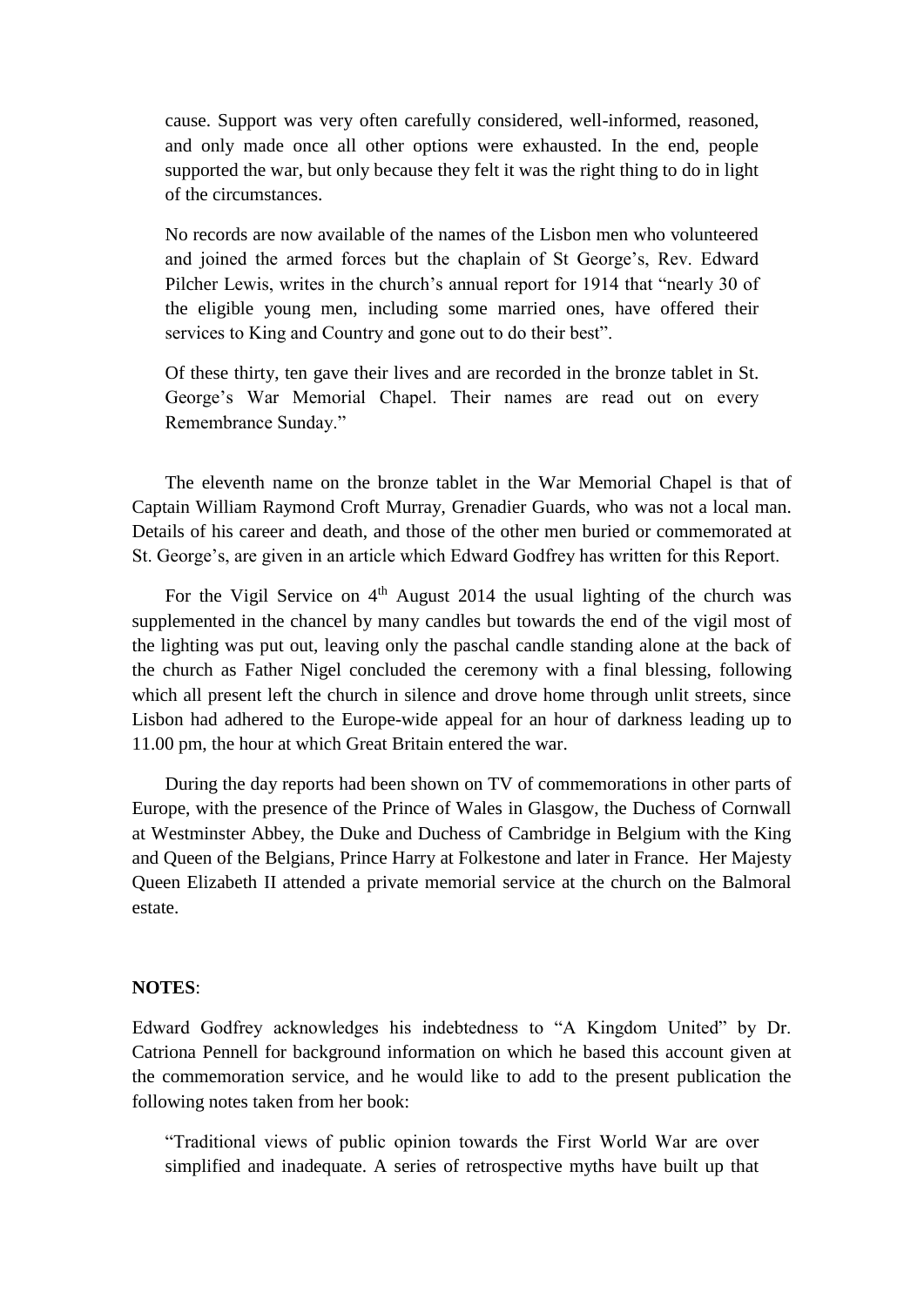cause. Support was very often carefully considered, well-informed, reasoned, and only made once all other options were exhausted. In the end, people supported the war, but only because they felt it was the right thing to do in light of the circumstances.

> No records are now available of the names of the Lisbon men who volunteered and joined the armed forces but the chaplain of St George's, Rev. Edward Pilcher Lewis, writes in the church's annual report for 1914 that "nearly 30 of the eligible young men, including some married ones, have offered their services to King and Country and gone out to do their best".
>
> Of these thirty, ten gave their lives and are recorded in the bronze tablet in St. George's War Memorial Chapel. Their names are read out on every Remembrance Sunday."

The eleventh name on the bronze tablet in the War Memorial Chapel is that of Captain William Raymond Croft Murray, Grenadier Guards, who was not a local man. Details of his career and death, and those of the other men buried or commemorated at St. George's, are given in an article which Edward Godfrey has written for this Report.

For the Vigil Service on 4th August 2014 the usual lighting of the church was supplemented in the chancel by many candles but towards the end of the vigil most of the lighting was put out, leaving only the paschal candle standing alone at the back of the church as Father Nigel concluded the ceremony with a final blessing, following which all present left the church in silence and drove home through unlit streets, since Lisbon had adhered to the Europe-wide appeal for an hour of darkness leading up to 11.00 pm, the hour at which Great Britain entered the war.

During the day reports had been shown on TV of commemorations in other parts of Europe, with the presence of the Prince of Wales in Glasgow, the Duchess of Cornwall at Westminster Abbey, the Duke and Duchess of Cambridge in Belgium with the King and Queen of the Belgians, Prince Harry at Folkestone and later in France. Her Majesty Queen Elizabeth II attended a private memorial service at the church on the Balmoral estate.

**NOTES**:

Edward Godfrey acknowledges his indebtedness to "A Kingdom United" by Dr. Catriona Pennell for background information on which he based this account given at the commemoration service, and he would like to add to the present publication the following notes taken from her book:

> "Traditional views of public opinion towards the First World War are over simplified and inadequate. A series of retrospective myths have built up that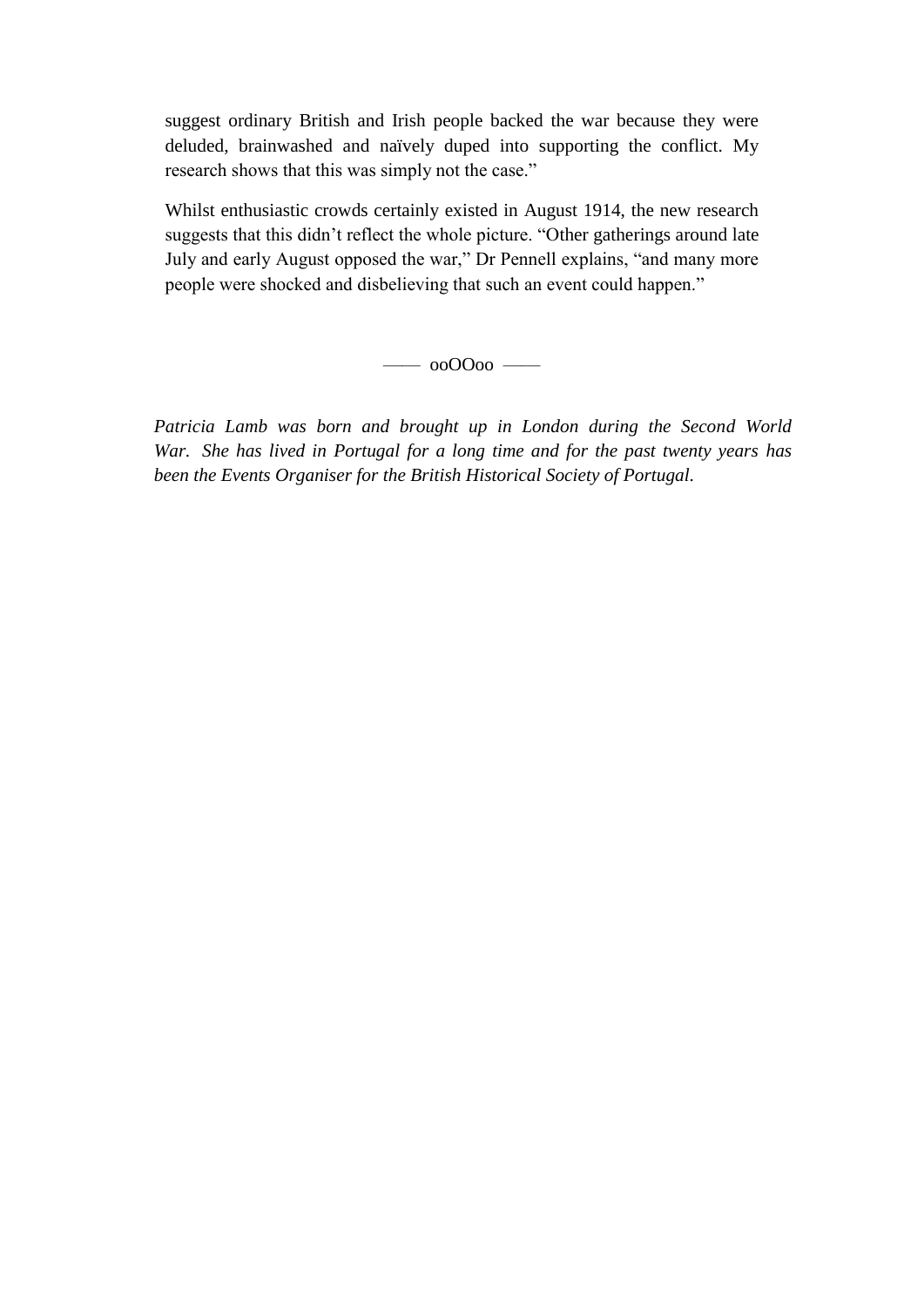suggest ordinary British and Irish people backed the war because they were deluded, brainwashed and naïvely duped into supporting the conflict. My research shows that this was simply not the case."

Whilst enthusiastic crowds certainly existed in August 1914, the new research suggests that this didn't reflect the whole picture. "Other gatherings around late July and early August opposed the war," Dr Pennell explains, "and many more people were shocked and disbelieving that such an event could happen."

—— ooOOoo ——

*Patricia Lamb was born and brought up in London during the Second World War. She has lived in Portugal for a long time and for the past twenty years has been the Events Organiser for the British Historical Society of Portugal.*